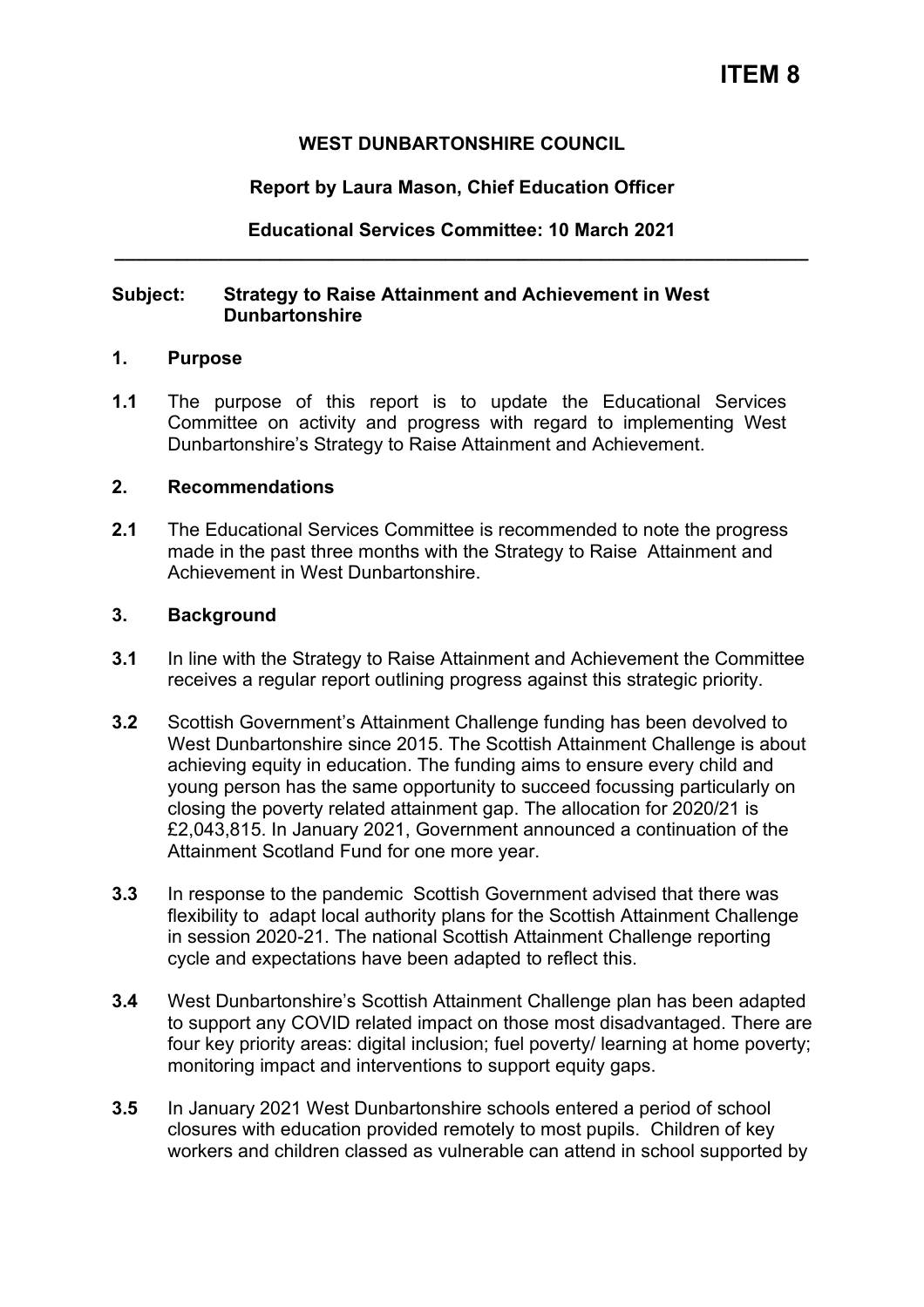# ITEM 8

**WEST DUNBARTONSHIRE COUNCIL**

**Report by Laura Mason, Chief Education Officer**

**Educational Services Committee: 10 March 2021**

---

**Subject: Strategy to Raise Attainment and Achievement in West Dunbartonshire**

## 1. Purpose

**1.1** The purpose of this report is to update the Educational Services Committee on activity and progress with regard to implementing West Dunbartonshire's Strategy to Raise Attainment and Achievement.

## 2. Recommendations

**2.1** The Educational Services Committee is recommended to note the progress made in the past three months with the Strategy to Raise Attainment and Achievement in West Dunbartonshire.

## 3. Background

**3.1** In line with the Strategy to Raise Attainment and Achievement the Committee receives a regular report outlining progress against this strategic priority.

**3.2** Scottish Government's Attainment Challenge funding has been devolved to West Dunbartonshire since 2015. The Scottish Attainment Challenge is about achieving equity in education. The funding aims to ensure every child and young person has the same opportunity to succeed focussing particularly on closing the poverty related attainment gap. The allocation for 2020/21 is £2,043,815. In January 2021, Government announced a continuation of the Attainment Scotland Fund for one more year.

**3.3** In response to the pandemic Scottish Government advised that there was flexibility to adapt local authority plans for the Scottish Attainment Challenge in session 2020-21. The national Scottish Attainment Challenge reporting cycle and expectations have been adapted to reflect this.

**3.4** West Dunbartonshire's Scottish Attainment Challenge plan has been adapted to support any COVID related impact on those most disadvantaged. There are four key priority areas: digital inclusion; fuel poverty/ learning at home poverty; monitoring impact and interventions to support equity gaps.

**3.5** In January 2021 West Dunbartonshire schools entered a period of school closures with education provided remotely to most pupils. Children of key workers and children classed as vulnerable can attend in school supported by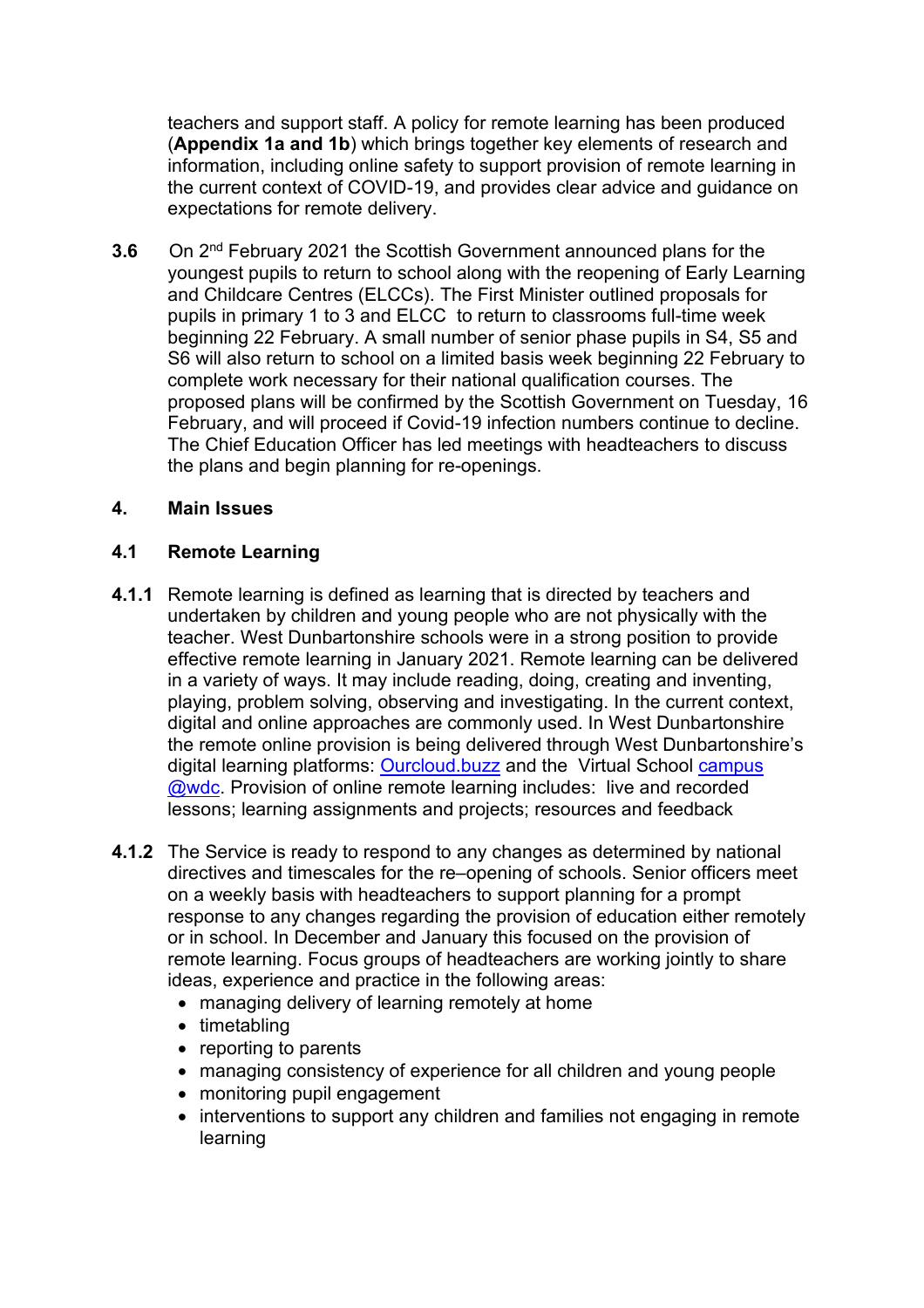teachers and support staff. A policy for remote learning has been produced (**Appendix 1a and 1b**) which brings together key elements of research and information, including online safety to support provision of remote learning in the current context of COVID-19, and provides clear advice and guidance on expectations for remote delivery.

**3.6** On 2nd February 2021 the Scottish Government announced plans for the youngest pupils to return to school along with the reopening of Early Learning and Childcare Centres (ELCCs). The First Minister outlined proposals for pupils in primary 1 to 3 and ELCC to return to classrooms full-time week beginning 22 February. A small number of senior phase pupils in S4, S5 and S6 will also return to school on a limited basis week beginning 22 February to complete work necessary for their national qualification courses. The proposed plans will be confirmed by the Scottish Government on Tuesday, 16 February, and will proceed if Covid-19 infection numbers continue to decline. The Chief Education Officer has led meetings with headteachers to discuss the plans and begin planning for re-openings.

## 4. Main Issues

### 4.1 Remote Learning

**4.1.1** Remote learning is defined as learning that is directed by teachers and undertaken by children and young people who are not physically with the teacher. West Dunbartonshire schools were in a strong position to provide effective remote learning in January 2021. Remote learning can be delivered in a variety of ways. It may include reading, doing, creating and inventing, playing, problem solving, observing and investigating. In the current context, digital and online approaches are commonly used. In West Dunbartonshire the remote online provision is being delivered through West Dunbartonshire's digital learning platforms: Ourcloud.buzz and the Virtual School campus @wdc. Provision of online remote learning includes: live and recorded lessons; learning assignments and projects; resources and feedback

**4.1.2** The Service is ready to respond to any changes as determined by national directives and timescales for the re–opening of schools. Senior officers meet on a weekly basis with headteachers to support planning for a prompt response to any changes regarding the provision of education either remotely or in school. In December and January this focused on the provision of remote learning. Focus groups of headteachers are working jointly to share ideas, experience and practice in the following areas:

- managing delivery of learning remotely at home
- timetabling
- reporting to parents
- managing consistency of experience for all children and young people
- monitoring pupil engagement
- interventions to support any children and families not engaging in remote learning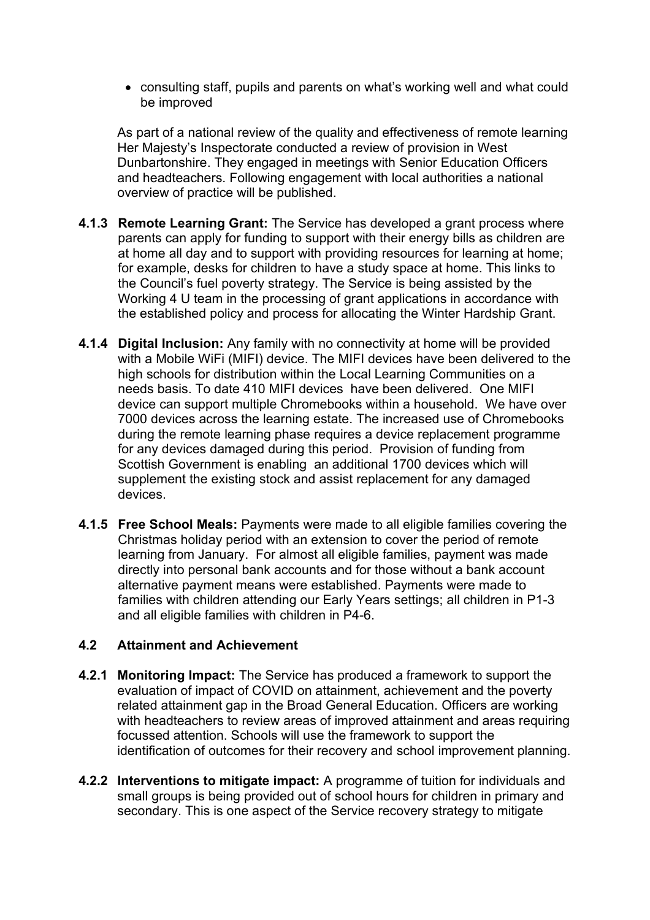- consulting staff, pupils and parents on what's working well and what could be improved

As part of a national review of the quality and effectiveness of remote learning Her Majesty's Inspectorate conducted a review of provision in West Dunbartonshire. They engaged in meetings with Senior Education Officers and headteachers. Following engagement with local authorities a national overview of practice will be published.

**4.1.3 Remote Learning Grant:** The Service has developed a grant process where parents can apply for funding to support with their energy bills as children are at home all day and to support with providing resources for learning at home; for example, desks for children to have a study space at home. This links to the Council's fuel poverty strategy. The Service is being assisted by the Working 4 U team in the processing of grant applications in accordance with the established policy and process for allocating the Winter Hardship Grant.

**4.1.4 Digital Inclusion:** Any family with no connectivity at home will be provided with a Mobile WiFi (MIFI) device. The MIFI devices have been delivered to the high schools for distribution within the Local Learning Communities on a needs basis. To date 410 MIFI devices have been delivered. One MIFI device can support multiple Chromebooks within a household. We have over 7000 devices across the learning estate. The increased use of Chromebooks during the remote learning phase requires a device replacement programme for any devices damaged during this period. Provision of funding from Scottish Government is enabling an additional 1700 devices which will supplement the existing stock and assist replacement for any damaged devices.

**4.1.5 Free School Meals:** Payments were made to all eligible families covering the Christmas holiday period with an extension to cover the period of remote learning from January. For almost all eligible families, payment was made directly into personal bank accounts and for those without a bank account alternative payment means were established. Payments were made to families with children attending our Early Years settings; all children in P1-3 and all eligible families with children in P4-6.

### 4.2 Attainment and Achievement

**4.2.1 Monitoring Impact:** The Service has produced a framework to support the evaluation of impact of COVID on attainment, achievement and the poverty related attainment gap in the Broad General Education. Officers are working with headteachers to review areas of improved attainment and areas requiring focussed attention. Schools will use the framework to support the identification of outcomes for their recovery and school improvement planning.

**4.2.2 Interventions to mitigate impact:** A programme of tuition for individuals and small groups is being provided out of school hours for children in primary and secondary. This is one aspect of the Service recovery strategy to mitigate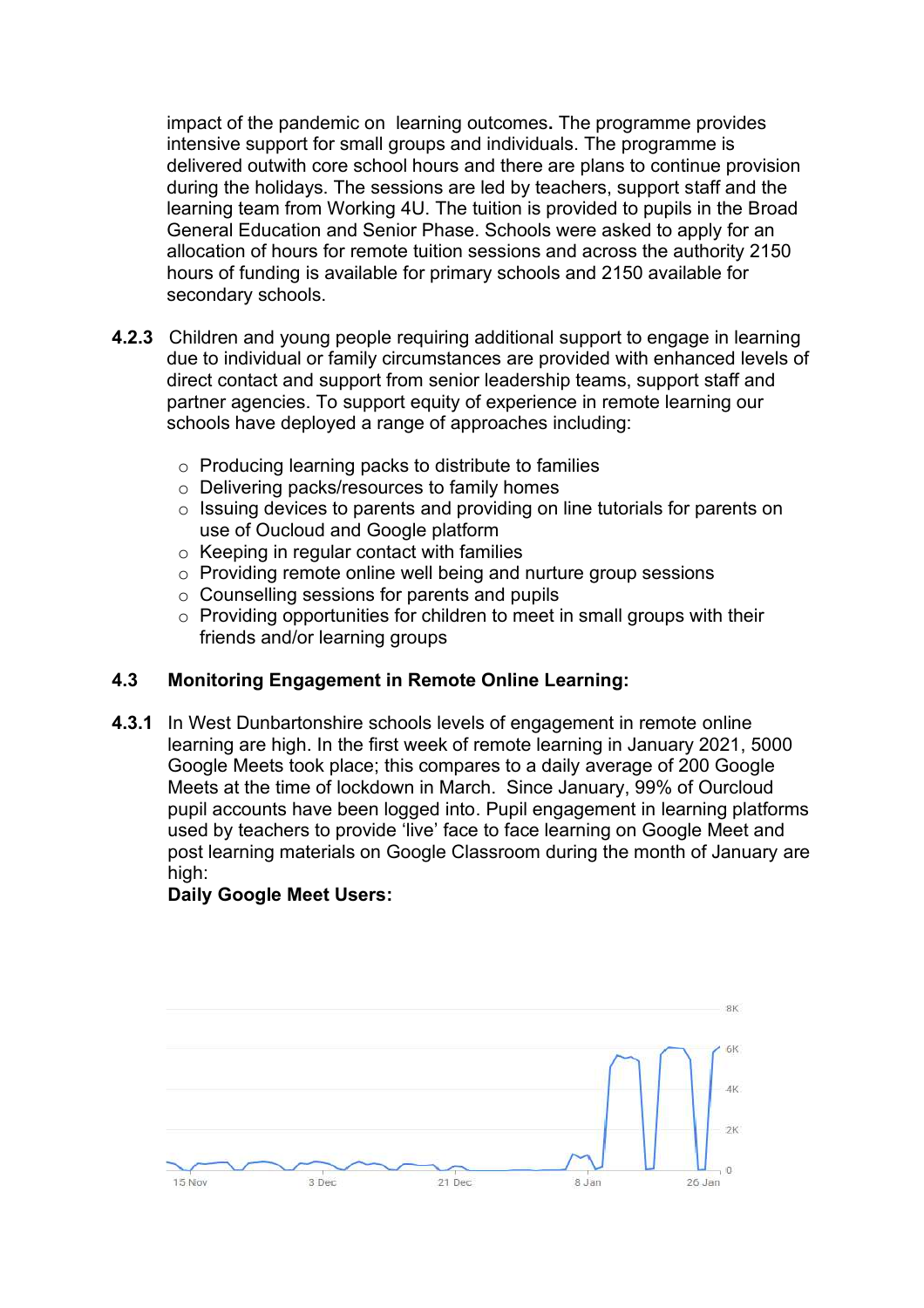impact of the pandemic on learning outcomes**.** The programme provides intensive support for small groups and individuals. The programme is delivered outwith core school hours and there are plans to continue provision during the holidays. The sessions are led by teachers, support staff and the learning team from Working 4U. The tuition is provided to pupils in the Broad General Education and Senior Phase. Schools were asked to apply for an allocation of hours for remote tuition sessions and across the authority 2150 hours of funding is available for primary schools and 2150 available for secondary schools.

**4.2.3** Children and young people requiring additional support to engage in learning due to individual or family circumstances are provided with enhanced levels of direct contact and support from senior leadership teams, support staff and partner agencies. To support equity of experience in remote learning our schools have deployed a range of approaches including:

- Producing learning packs to distribute to families
- Delivering packs/resources to family homes
- Issuing devices to parents and providing on line tutorials for parents on use of Oucloud and Google platform
- Keeping in regular contact with families
- Providing remote online well being and nurture group sessions
- Counselling sessions for parents and pupils
- Providing opportunities for children to meet in small groups with their friends and/or learning groups

### 4.3 Monitoring Engagement in Remote Online Learning:

**4.3.1** In West Dunbartonshire schools levels of engagement in remote online learning are high. In the first week of remote learning in January 2021, 5000 Google Meets took place; this compares to a daily average of 200 Google Meets at the time of lockdown in March. Since January, 99% of Ourcloud pupil accounts have been logged into. Pupil engagement in learning platforms used by teachers to provide 'live' face to face learning on Google Meet and post learning materials on Google Classroom during the month of January are high:

**Daily Google Meet Users:**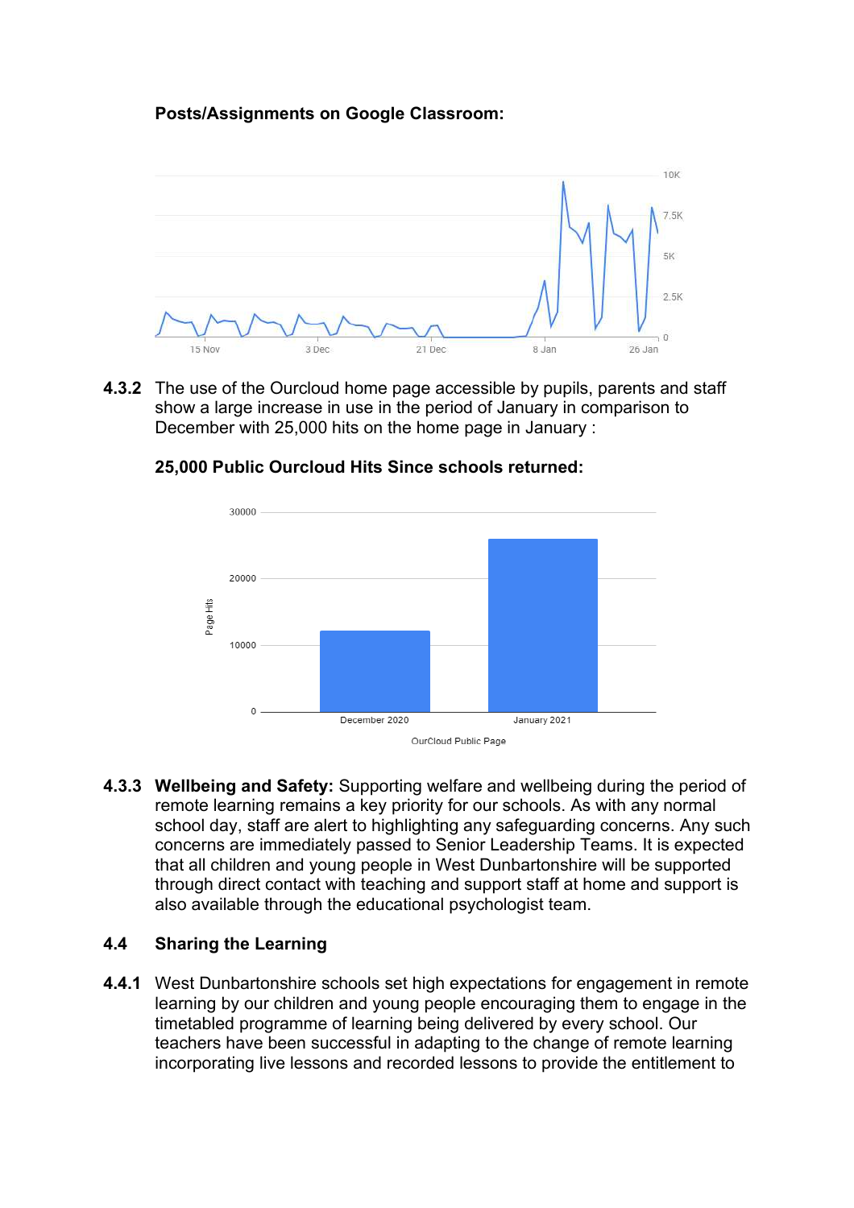**Posts/Assignments on Google Classroom:**

**4.3.2** The use of the Ourcloud home page accessible by pupils, parents and staff show a large increase in use in the period of January in comparison to December with 25,000 hits on the home page in January :

**25,000 Public Ourcloud Hits Since schools returned:**

**4.3.3** **Wellbeing and Safety:** Supporting welfare and wellbeing during the period of remote learning remains a key priority for our schools. As with any normal school day, staff are alert to highlighting any safeguarding concerns. Any such concerns are immediately passed to Senior Leadership Teams. It is expected that all children and young people in West Dunbartonshire will be supported through direct contact with teaching and support staff at home and support is also available through the educational psychologist team.

## 4.4 Sharing the Learning

**4.4.1** West Dunbartonshire schools set high expectations for engagement in remote learning by our children and young people encouraging them to engage in the timetabled programme of learning being delivered by every school. Our teachers have been successful in adapting to the change of remote learning incorporating live lessons and recorded lessons to provide the entitlement to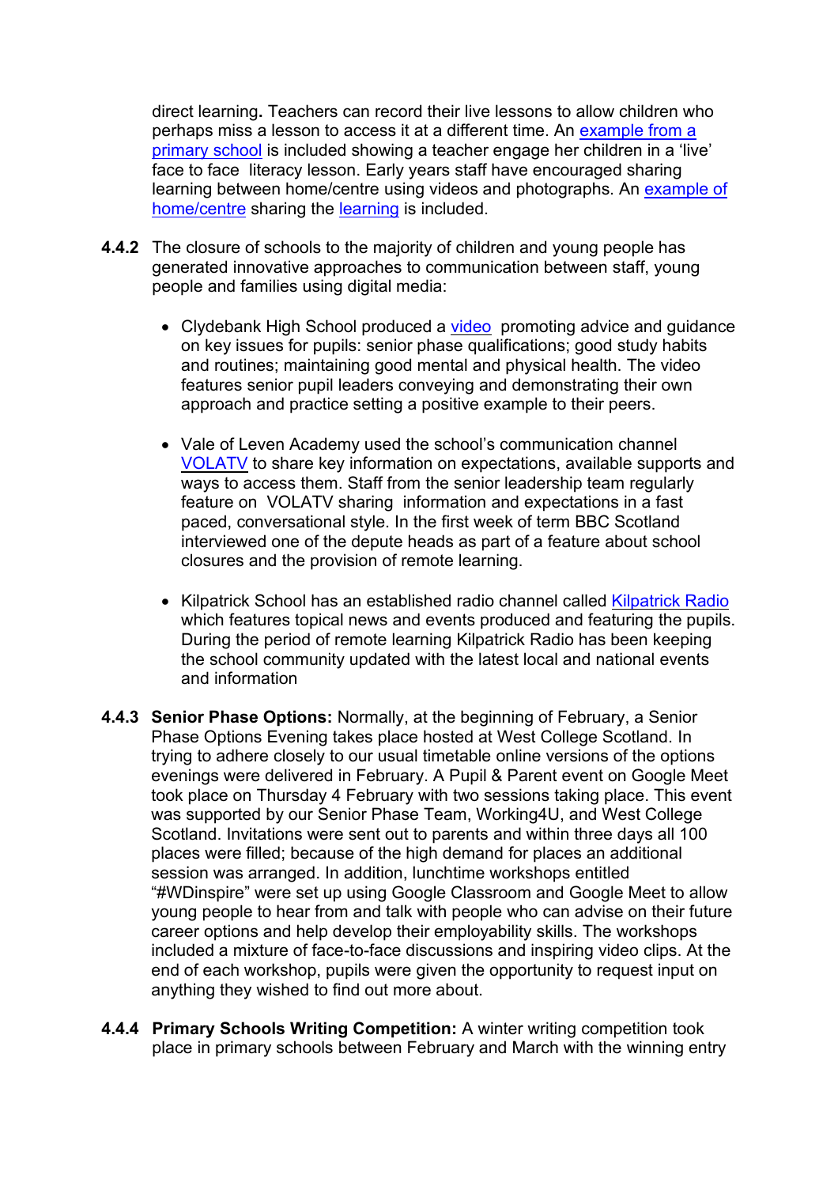direct learning**.** Teachers can record their live lessons to allow children who perhaps miss a lesson to access it at a different time. An example from a primary school is included showing a teacher engage her children in a 'live' face to face literacy lesson. Early years staff have encouraged sharing learning between home/centre using videos and photographs. An example of home/centre sharing the learning is included.

**4.4.2** The closure of schools to the majority of children and young people has generated innovative approaches to communication between staff, young people and families using digital media:

- Clydebank High School produced a video promoting advice and guidance on key issues for pupils: senior phase qualifications; good study habits and routines; maintaining good mental and physical health. The video features senior pupil leaders conveying and demonstrating their own approach and practice setting a positive example to their peers.

- Vale of Leven Academy used the school's communication channel VOLATV to share key information on expectations, available supports and ways to access them. Staff from the senior leadership team regularly feature on VOLATV sharing information and expectations in a fast paced, conversational style. In the first week of term BBC Scotland interviewed one of the depute heads as part of a feature about school closures and the provision of remote learning.

- Kilpatrick School has an established radio channel called Kilpatrick Radio which features topical news and events produced and featuring the pupils. During the period of remote learning Kilpatrick Radio has been keeping the school community updated with the latest local and national events and information

**4.4.3** **Senior Phase Options:** Normally, at the beginning of February, a Senior Phase Options Evening takes place hosted at West College Scotland. In trying to adhere closely to our usual timetable online versions of the options evenings were delivered in February. A Pupil & Parent event on Google Meet took place on Thursday 4 February with two sessions taking place. This event was supported by our Senior Phase Team, Working4U, and West College Scotland. Invitations were sent out to parents and within three days all 100 places were filled; because of the high demand for places an additional session was arranged. In addition, lunchtime workshops entitled "#WDinspire" were set up using Google Classroom and Google Meet to allow young people to hear from and talk with people who can advise on their future career options and help develop their employability skills. The workshops included a mixture of face-to-face discussions and inspiring video clips. At the end of each workshop, pupils were given the opportunity to request input on anything they wished to find out more about.

**4.4.4** **Primary Schools Writing Competition:** A winter writing competition took place in primary schools between February and March with the winning entry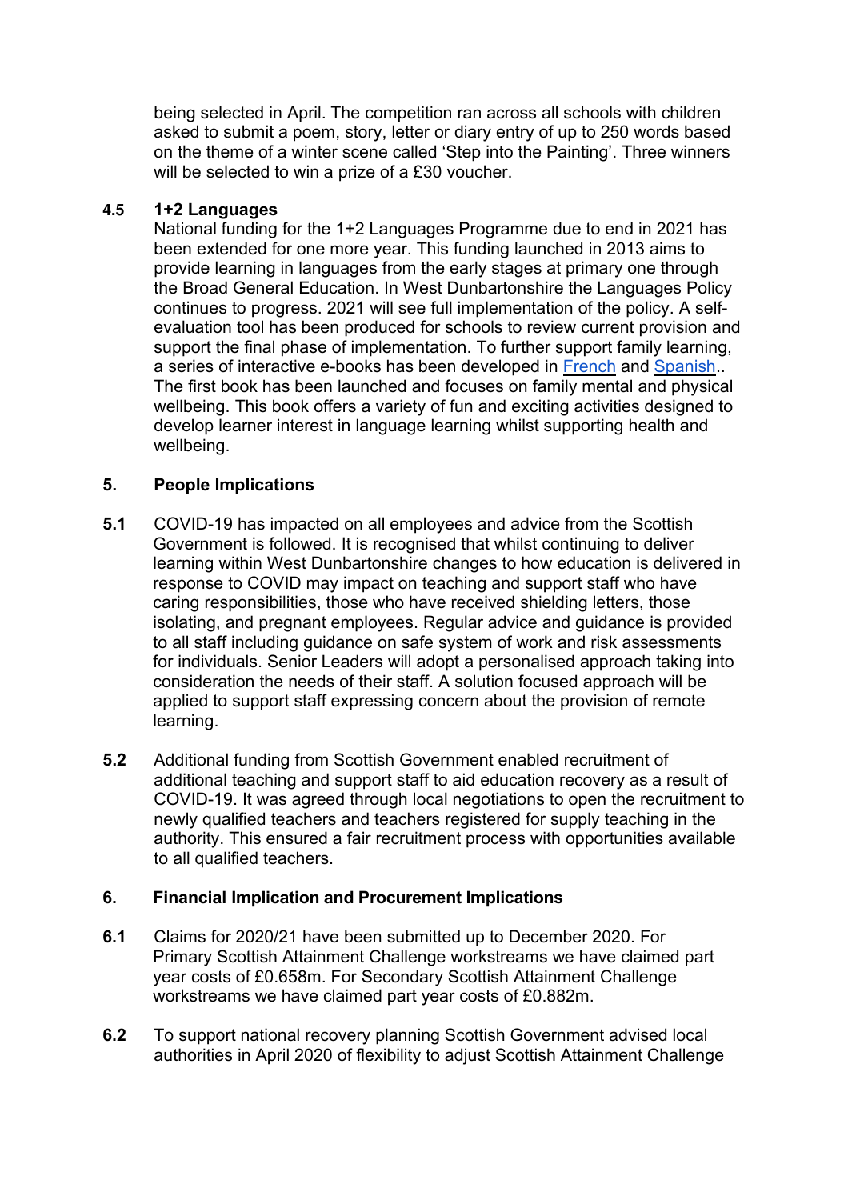being selected in April. The competition ran across all schools with children asked to submit a poem, story, letter or diary entry of up to 250 words based on the theme of a winter scene called 'Step into the Painting'. Three winners will be selected to win a prize of a £30 voucher.

**4.5 1+2 Languages**

National funding for the 1+2 Languages Programme due to end in 2021 has been extended for one more year. This funding launched in 2013 aims to provide learning in languages from the early stages at primary one through the Broad General Education. In West Dunbartonshire the Languages Policy continues to progress. 2021 will see full implementation of the policy. A self-evaluation tool has been produced for schools to review current provision and support the final phase of implementation. To further support family learning, a series of interactive e-books has been developed in French and Spanish.. The first book has been launched and focuses on family mental and physical wellbeing. This book offers a variety of fun and exciting activities designed to develop learner interest in language learning whilst supporting health and wellbeing.

## 5. People Implications

**5.1** COVID-19 has impacted on all employees and advice from the Scottish Government is followed. It is recognised that whilst continuing to deliver learning within West Dunbartonshire changes to how education is delivered in response to COVID may impact on teaching and support staff who have caring responsibilities, those who have received shielding letters, those isolating, and pregnant employees. Regular advice and guidance is provided to all staff including guidance on safe system of work and risk assessments for individuals. Senior Leaders will adopt a personalised approach taking into consideration the needs of their staff. A solution focused approach will be applied to support staff expressing concern about the provision of remote learning.

**5.2** Additional funding from Scottish Government enabled recruitment of additional teaching and support staff to aid education recovery as a result of COVID-19. It was agreed through local negotiations to open the recruitment to newly qualified teachers and teachers registered for supply teaching in the authority. This ensured a fair recruitment process with opportunities available to all qualified teachers.

## 6. Financial Implication and Procurement Implications

**6.1** Claims for 2020/21 have been submitted up to December 2020. For Primary Scottish Attainment Challenge workstreams we have claimed part year costs of £0.658m. For Secondary Scottish Attainment Challenge workstreams we have claimed part year costs of £0.882m.

**6.2** To support national recovery planning Scottish Government advised local authorities in April 2020 of flexibility to adjust Scottish Attainment Challenge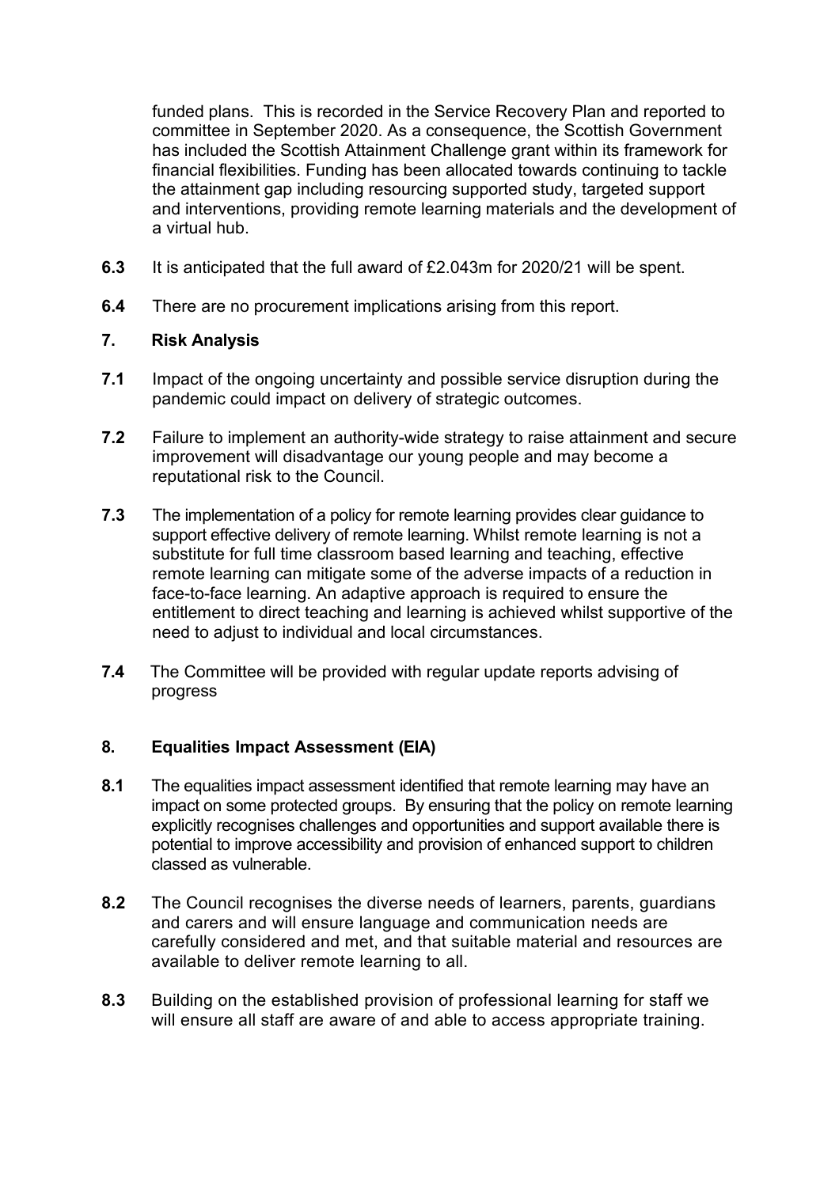funded plans. This is recorded in the Service Recovery Plan and reported to committee in September 2020. As a consequence, the Scottish Government has included the Scottish Attainment Challenge grant within its framework for financial flexibilities. Funding has been allocated towards continuing to tackle the attainment gap including resourcing supported study, targeted support and interventions, providing remote learning materials and the development of a virtual hub.

**6.3** It is anticipated that the full award of £2.043m for 2020/21 will be spent.

**6.4** There are no procurement implications arising from this report.

## 7. Risk Analysis

**7.1** Impact of the ongoing uncertainty and possible service disruption during the pandemic could impact on delivery of strategic outcomes.

**7.2** Failure to implement an authority-wide strategy to raise attainment and secure improvement will disadvantage our young people and may become a reputational risk to the Council.

**7.3** The implementation of a policy for remote learning provides clear guidance to support effective delivery of remote learning. Whilst remote learning is not a substitute for full time classroom based learning and teaching, effective remote learning can mitigate some of the adverse impacts of a reduction in face-to-face learning. An adaptive approach is required to ensure the entitlement to direct teaching and learning is achieved whilst supportive of the need to adjust to individual and local circumstances.

**7.4** The Committee will be provided with regular update reports advising of progress

## 8. Equalities Impact Assessment (EIA)

**8.1** The equalities impact assessment identified that remote learning may have an impact on some protected groups. By ensuring that the policy on remote learning explicitly recognises challenges and opportunities and support available there is potential to improve accessibility and provision of enhanced support to children classed as vulnerable.

**8.2** The Council recognises the diverse needs of learners, parents, guardians and carers and will ensure language and communication needs are carefully considered and met, and that suitable material and resources are available to deliver remote learning to all.

**8.3** Building on the established provision of professional learning for staff we will ensure all staff are aware of and able to access appropriate training.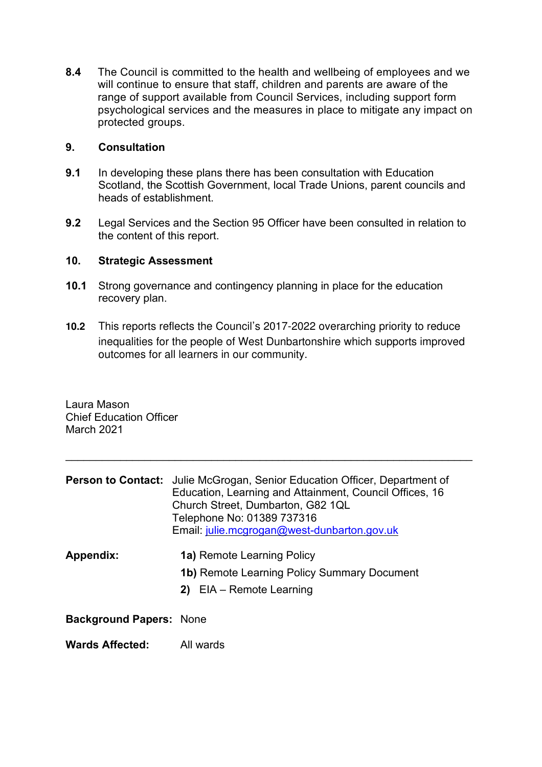**8.4** The Council is committed to the health and wellbeing of employees and we will continue to ensure that staff, children and parents are aware of the range of support available from Council Services, including support form psychological services and the measures in place to mitigate any impact on protected groups.

## 9. Consultation

**9.1** In developing these plans there has been consultation with Education Scotland, the Scottish Government, local Trade Unions, parent councils and heads of establishment.

**9.2** Legal Services and the Section 95 Officer have been consulted in relation to the content of this report.

## 10. Strategic Assessment

**10.1** Strong governance and contingency planning in place for the education recovery plan.

**10.2** This reports reflects the Council's 2017-2022 overarching priority to reduce inequalities for the people of West Dunbartonshire which supports improved outcomes for all learners in our community.

Laura Mason
Chief Education Officer
March 2021

---

**Person to Contact:** Julie McGrogan, Senior Education Officer, Department of Education, Learning and Attainment, Council Offices, 16 Church Street, Dumbarton, G82 1QL
Telephone No: 01389 737316
Email: julie.mcgrogan@west-dunbarton.gov.uk

**Appendix:**
**1a)** Remote Learning Policy
**1b)** Remote Learning Policy Summary Document
**2)** EIA – Remote Learning

**Background Papers:** None

**Wards Affected:** All wards